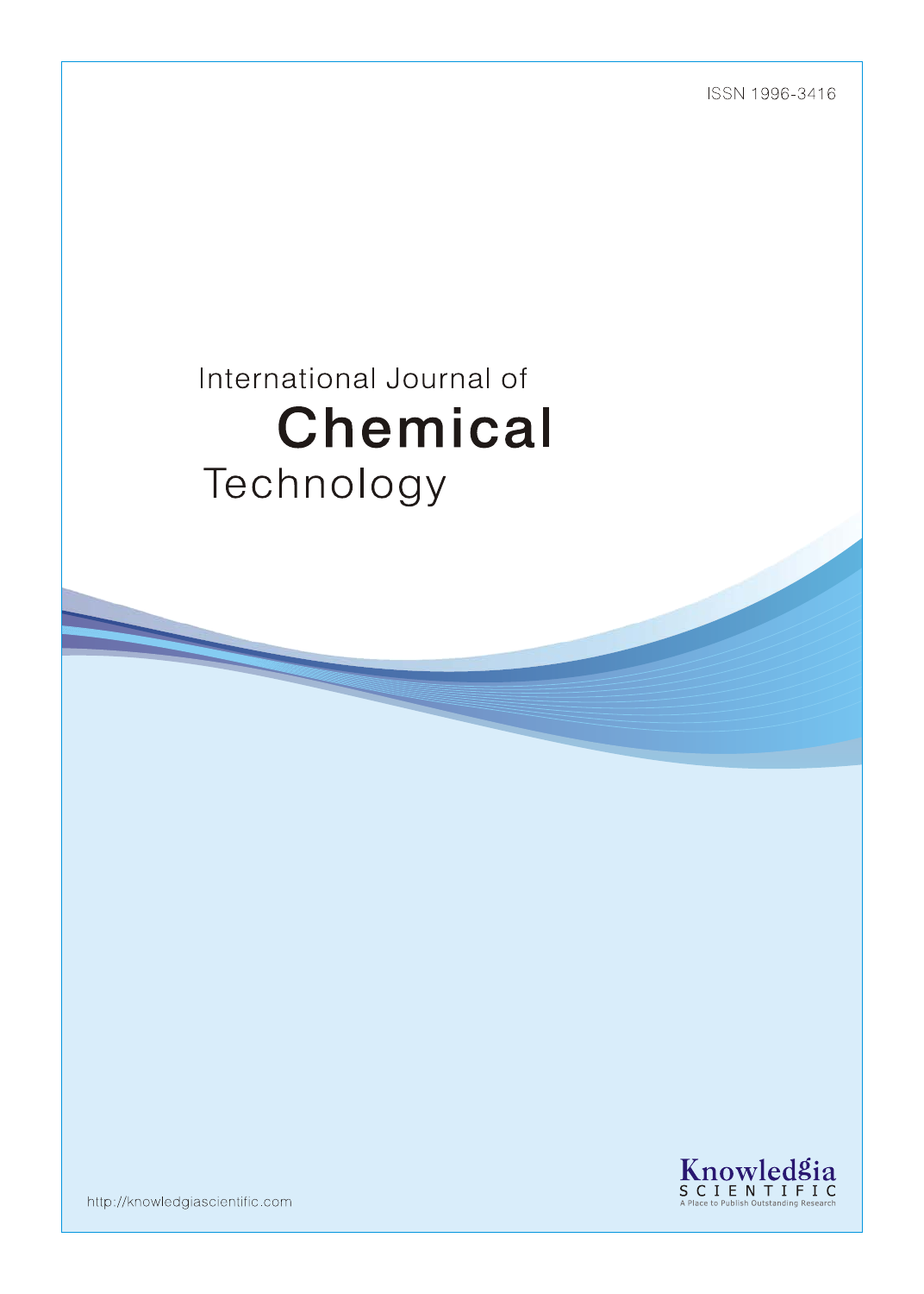ISSN 1996-3416

# International Journal of Chemical Technology

Knowledgia SCIENTIFIC

A Place to Publish Outstanding Research

http://knowledgiascientific.com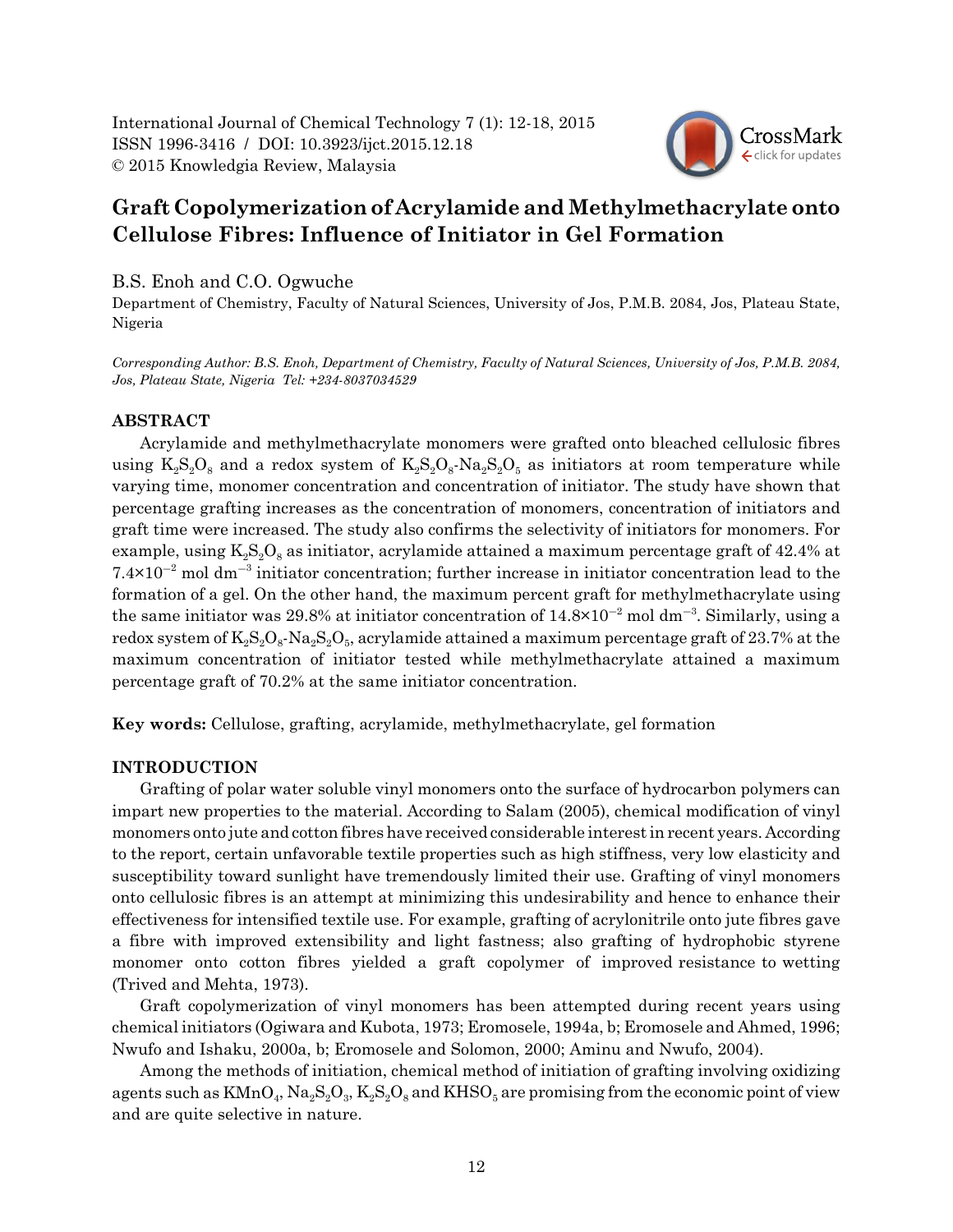# Graft Copolymerization of Acrylamide and Methylmethacrylate onto Cellulose Fibres: Influence of Initiator in Gel Formation

B.S. Enoh and C.O. Ogwuche

Department of Chemistry, Faculty of Natural Sciences, University of Jos, P.M.B. 2084, Jos, Plateau State, Nigeria

*Corresponding Author: B.S. Enoh, Department of Chemistry, Faculty of Natural Sciences, University of Jos, P.M.B. 2084, Jos, Plateau State, Nigeria Tel: +234-8037034529*

## ABSTRACT

Acrylamide and methylmethacrylate monomers were grafted onto bleached cellulosic fibres using $K_2S_2O_8$ and a redox system of $K_2S_2O_8$-$Na_2S_2O_5$ as initiators at room temperature while varying time, monomer concentration and concentration of initiator. The study have shown that percentage grafting increases as the concentration of monomers, concentration of initiators and graft time were increased. The study also confirms the selectivity of initiators for monomers. For example, using $K_2S_2O_8$ as initiator, acrylamide attained a maximum percentage graft of 42.4% at $7.4 \times 10^{-2}$ mol dm$^{-3}$ initiator concentration; further increase in initiator concentration lead to the formation of a gel. On the other hand, the maximum percent graft for methylmethacrylate using the same initiator was 29.8% at initiator concentration of $14.8 \times 10^{-2}$ mol dm$^{-3}$. Similarly, using a redox system of $K_2S_2O_8$-$Na_2S_2O_5$, acrylamide attained a maximum percentage graft of 23.7% at the maximum concentration of initiator tested while methylmethacrylate attained a maximum percentage graft of 70.2% at the same initiator concentration.

**Key words:** Cellulose, grafting, acrylamide, methylmethacrylate, gel formation

## INTRODUCTION

Grafting of polar water soluble vinyl monomers onto the surface of hydrocarbon polymers can impart new properties to the material. According to Salam (2005), chemical modification of vinyl monomers onto jute and cotton fibres have received considerable interest in recent years. According to the report, certain unfavorable textile properties such as high stiffness, very low elasticity and susceptibility toward sunlight have tremendously limited their use. Grafting of vinyl monomers onto cellulosic fibres is an attempt at minimizing this undesirability and hence to enhance their effectiveness for intensified textile use. For example, grafting of acrylonitrile onto jute fibres gave a fibre with improved extensibility and light fastness; also grafting of hydrophobic styrene monomer onto cotton fibres yielded a graft copolymer of improved resistance to wetting (Trived and Mehta, 1973).

Graft copolymerization of vinyl monomers has been attempted during recent years using chemical initiators (Ogiwara and Kubota, 1973; Eromosele, 1994a, b; Eromosele and Ahmed, 1996; Nwufo and Ishaku, 2000a, b; Eromosele and Solomon, 2000; Aminu and Nwufo, 2004).

Among the methods of initiation, chemical method of initiation of grafting involving oxidizing agents such as $KMnO_4$, $Na_2S_2O_3$, $K_2S_2O_8$ and $KHSO_5$ are promising from the economic point of view and are quite selective in nature.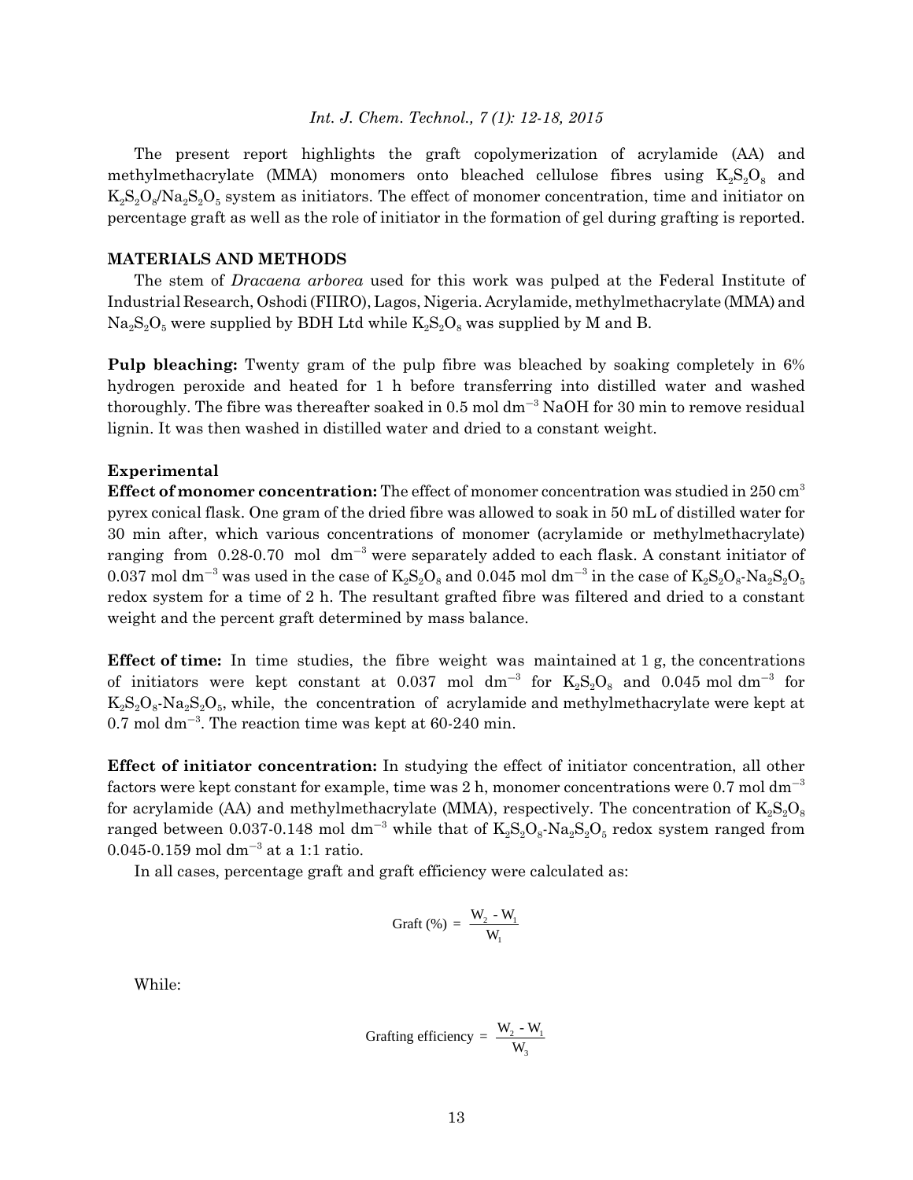The present report highlights the graft copolymerization of acrylamide (AA) and methylmethacrylate (MMA) monomers onto bleached cellulose fibres using $K_2S_2O_8$ and $K_2S_2O_8/Na_2S_2O_5$ system as initiators. The effect of monomer concentration, time and initiator on percentage graft as well as the role of initiator in the formation of gel during grafting is reported.

## MATERIALS AND METHODS

The stem of *Dracaena arborea* used for this work was pulped at the Federal Institute of Industrial Research, Oshodi (FIIRO), Lagos, Nigeria. Acrylamide, methylmethacrylate (MMA) and $Na_2S_2O_5$ were supplied by BDH Ltd while $K_2S_2O_8$ was supplied by M and B.

**Pulp bleaching:** Twenty gram of the pulp fibre was bleached by soaking completely in 6% hydrogen peroxide and heated for 1 h before transferring into distilled water and washed thoroughly. The fibre was thereafter soaked in 0.5 mol $dm^{-3}$ NaOH for 30 min to remove residual lignin. It was then washed in distilled water and dried to a constant weight.

### Experimental

**Effect of monomer concentration:** The effect of monomer concentration was studied in 250 $cm^3$ pyrex conical flask. One gram of the dried fibre was allowed to soak in 50 mL of distilled water for 30 min after, which various concentrations of monomer (acrylamide or methylmethacrylate) ranging from 0.28-0.70 mol $dm^{-3}$ were separately added to each flask. A constant initiator of 0.037 mol $dm^{-3}$ was used in the case of $K_2S_2O_8$ and 0.045 mol $dm^{-3}$ in the case of $K_2S_2O_8$-$Na_2S_2O_5$ redox system for a time of 2 h. The resultant grafted fibre was filtered and dried to a constant weight and the percent graft determined by mass balance.

**Effect of time:** In time studies, the fibre weight was maintained at 1 g, the concentrations of initiators were kept constant at 0.037 mol $dm^{-3}$ for $K_2S_2O_8$ and 0.045 mol $dm^{-3}$ for $K_2S_2O_8$-$Na_2S_2O_5$, while, the concentration of acrylamide and methylmethacrylate were kept at 0.7 mol $dm^{-3}$. The reaction time was kept at 60-240 min.

**Effect of initiator concentration:** In studying the effect of initiator concentration, all other factors were kept constant for example, time was 2 h, monomer concentrations were 0.7 mol $dm^{-3}$ for acrylamide (AA) and methylmethacrylate (MMA), respectively. The concentration of $K_2S_2O_8$ ranged between 0.037-0.148 mol $dm^{-3}$ while that of $K_2S_2O_8$-$Na_2S_2O_5$ redox system ranged from 0.045-0.159 mol $dm^{-3}$ at a 1:1 ratio.

In all cases, percentage graft and graft efficiency were calculated as:

$$\text{Graft (\%)} = \frac{W_2 - W_1}{W_1}$$

While:

$$\text{Grafting efficiency} = \frac{W_2 - W_1}{W_3}$$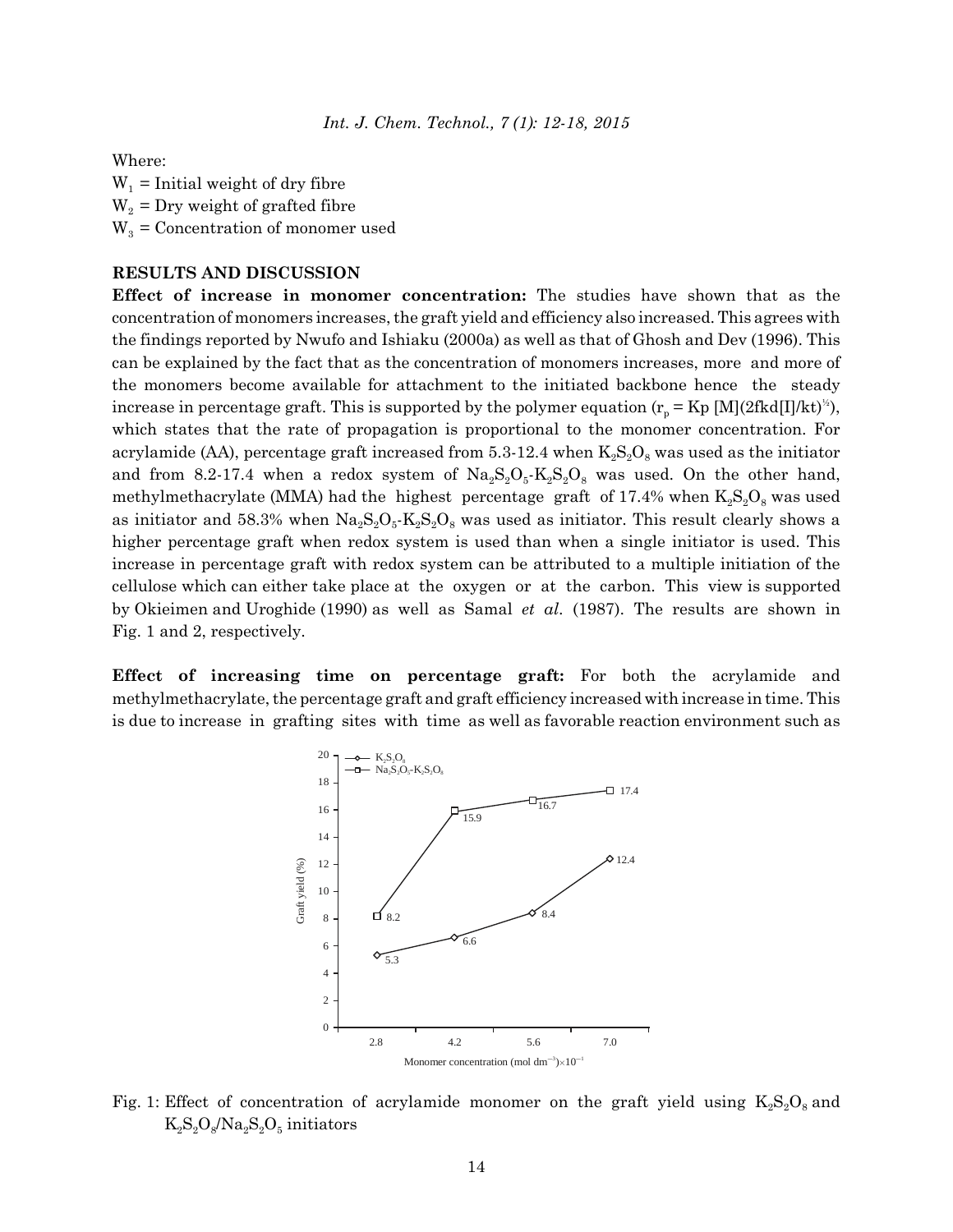Where:

$W_1$ = Initial weight of dry fibre

$W_2$ = Dry weight of grafted fibre

$W_3$ = Concentration of monomer used

## RESULTS AND DISCUSSION

**Effect of increase in monomer concentration:** The studies have shown that as the concentration of monomers increases, the graft yield and efficiency also increased. This agrees with the findings reported by Nwufo and Ishiaku (2000a) as well as that of Ghosh and Dev (1996). This can be explained by the fact that as the concentration of monomers increases, more and more of the monomers become available for attachment to the initiated backbone hence the steady increase in percentage graft. This is supported by the polymer equation ($r_p = Kp\,[M](2fkd[I]/kt)^{½}$), which states that the rate of propagation is proportional to the monomer concentration. For acrylamide (AA), percentage graft increased from 5.3-12.4 when $K_2S_2O_8$ was used as the initiator and from 8.2-17.4 when a redox system of $Na_2S_2O_5$-$K_2S_2O_8$ was used. On the other hand, methylmethacrylate (MMA) had the highest percentage graft of 17.4% when $K_2S_2O_8$ was used as initiator and 58.3% when $Na_2S_2O_5$-$K_2S_2O_8$ was used as initiator. This result clearly shows a higher percentage graft when redox system is used than when a single initiator is used. This increase in percentage graft with redox system can be attributed to a multiple initiation of the cellulose which can either take place at the oxygen or at the carbon. This view is supported by Okieimen and Uroghide (1990) as well as Samal *et al*. (1987). The results are shown in Fig. 1 and 2, respectively.

**Effect of increasing time on percentage graft:** For both the acrylamide and methylmethacrylate, the percentage graft and graft efficiency increased with increase in time. This is due to increase in grafting sites with time as well as favorable reaction environment such as

Fig. 1: Effect of concentration of acrylamide monomer on the graft yield using $K_2S_2O_8$ and $K_2S_2O_8/Na_2S_2O_5$ initiators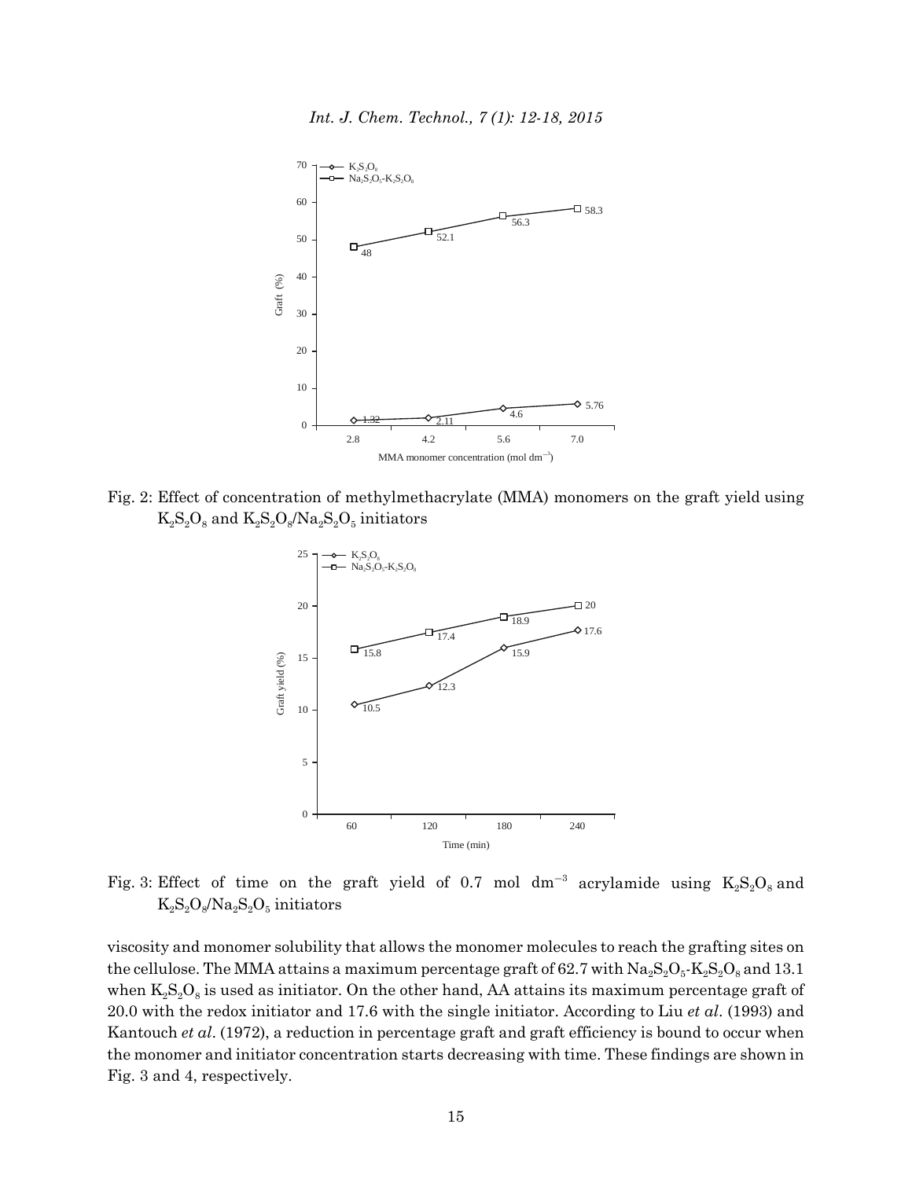Fig. 2: Effect of concentration of methylmethacrylate (MMA) monomers on the graft yield using $K_2S_2O_8$ and $K_2S_2O_8/Na_2S_2O_5$ initiators

Fig. 3: Effect of time on the graft yield of 0.7 mol dm$^{-3}$ acrylamide using $K_2S_2O_8$ and $K_2S_2O_8/Na_2S_2O_5$ initiators

viscosity and monomer solubility that allows the monomer molecules to reach the grafting sites on the cellulose. The MMA attains a maximum percentage graft of 62.7 with $Na_2S_2O_5$-$K_2S_2O_8$ and 13.1 when $K_2S_2O_8$ is used as initiator. On the other hand, AA attains its maximum percentage graft of 20.0 with the redox initiator and 17.6 with the single initiator. According to Liu *et al*. (1993) and Kantouch *et al*. (1972), a reduction in percentage graft and graft efficiency is bound to occur when the monomer and initiator concentration starts decreasing with time. These findings are shown in Fig. 3 and 4, respectively.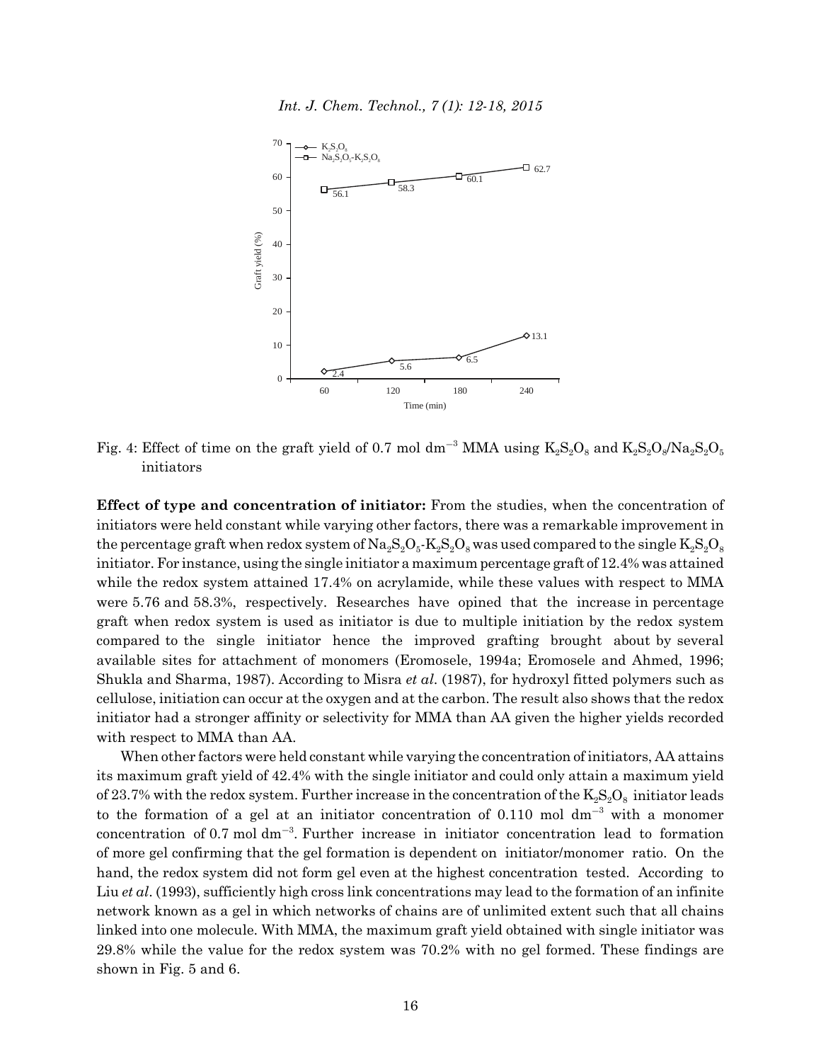Fig. 4: Effect of time on the graft yield of 0.7 mol dm$^{-3}$ MMA using $K_2S_2O_8$ and $K_2S_2O_8/Na_2S_2O_5$ initiators

**Effect of type and concentration of initiator:** From the studies, when the concentration of initiators were held constant while varying other factors, there was a remarkable improvement in the percentage graft when redox system of $Na_2S_2O_5$-$K_2S_2O_8$ was used compared to the single $K_2S_2O_8$ initiator. For instance, using the single initiator a maximum percentage graft of 12.4% was attained while the redox system attained 17.4% on acrylamide, while these values with respect to MMA were 5.76 and 58.3%, respectively. Researches have opined that the increase in percentage graft when redox system is used as initiator is due to multiple initiation by the redox system compared to the single initiator hence the improved grafting brought about by several available sites for attachment of monomers (Eromosele, 1994a; Eromosele and Ahmed, 1996; Shukla and Sharma, 1987). According to Misra *et al*. (1987), for hydroxyl fitted polymers such as cellulose, initiation can occur at the oxygen and at the carbon. The result also shows that the redox initiator had a stronger affinity or selectivity for MMA than AA given the higher yields recorded with respect to MMA than AA.

When other factors were held constant while varying the concentration of initiators, AA attains its maximum graft yield of 42.4% with the single initiator and could only attain a maximum yield of 23.7% with the redox system. Further increase in the concentration of the $K_2S_2O_8$ initiator leads to the formation of a gel at an initiator concentration of 0.110 mol dm$^{-3}$ with a monomer concentration of 0.7 mol dm$^{-3}$. Further increase in initiator concentration lead to formation of more gel confirming that the gel formation is dependent on initiator/monomer ratio. On the hand, the redox system did not form gel even at the highest concentration tested. According to Liu *et al*. (1993), sufficiently high cross link concentrations may lead to the formation of an infinite network known as a gel in which networks of chains are of unlimited extent such that all chains linked into one molecule. With MMA, the maximum graft yield obtained with single initiator was 29.8% while the value for the redox system was 70.2% with no gel formed. These findings are shown in Fig. 5 and 6.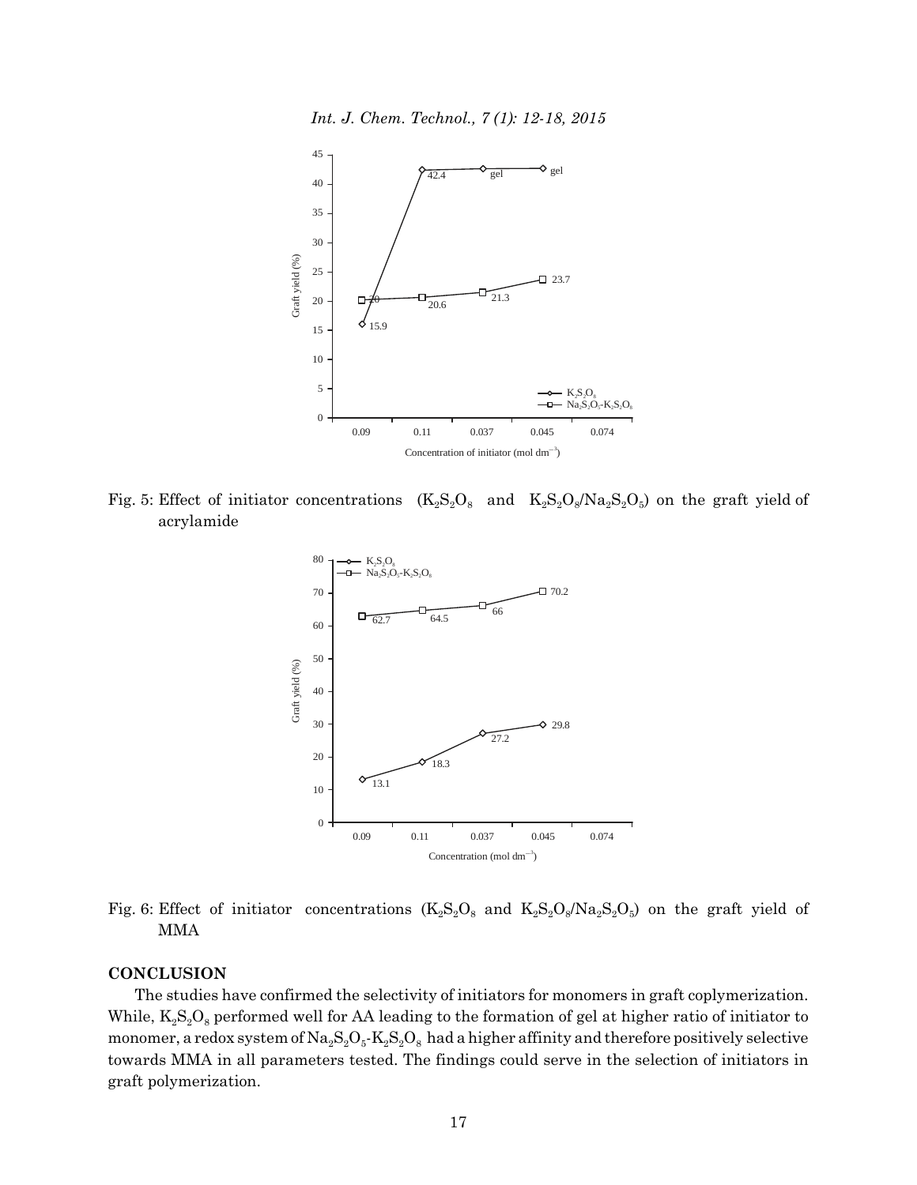Fig. 5: Effect of initiator concentrations ($K_2S_2O_8$ and $K_2S_2O_8/Na_2S_2O_5$) on the graft yield of acrylamide

Fig. 6: Effect of initiator concentrations ($K_2S_2O_8$ and $K_2S_2O_8/Na_2S_2O_5$) on the graft yield of MMA

## CONCLUSION

The studies have confirmed the selectivity of initiators for monomers in graft coplymerization. While, $K_2S_2O_8$ performed well for AA leading to the formation of gel at higher ratio of initiator to monomer, a redox system of $Na_2S_2O_5$-$K_2S_2O_8$ had a higher affinity and therefore positively selective towards MMA in all parameters tested. The findings could serve in the selection of initiators in graft polymerization.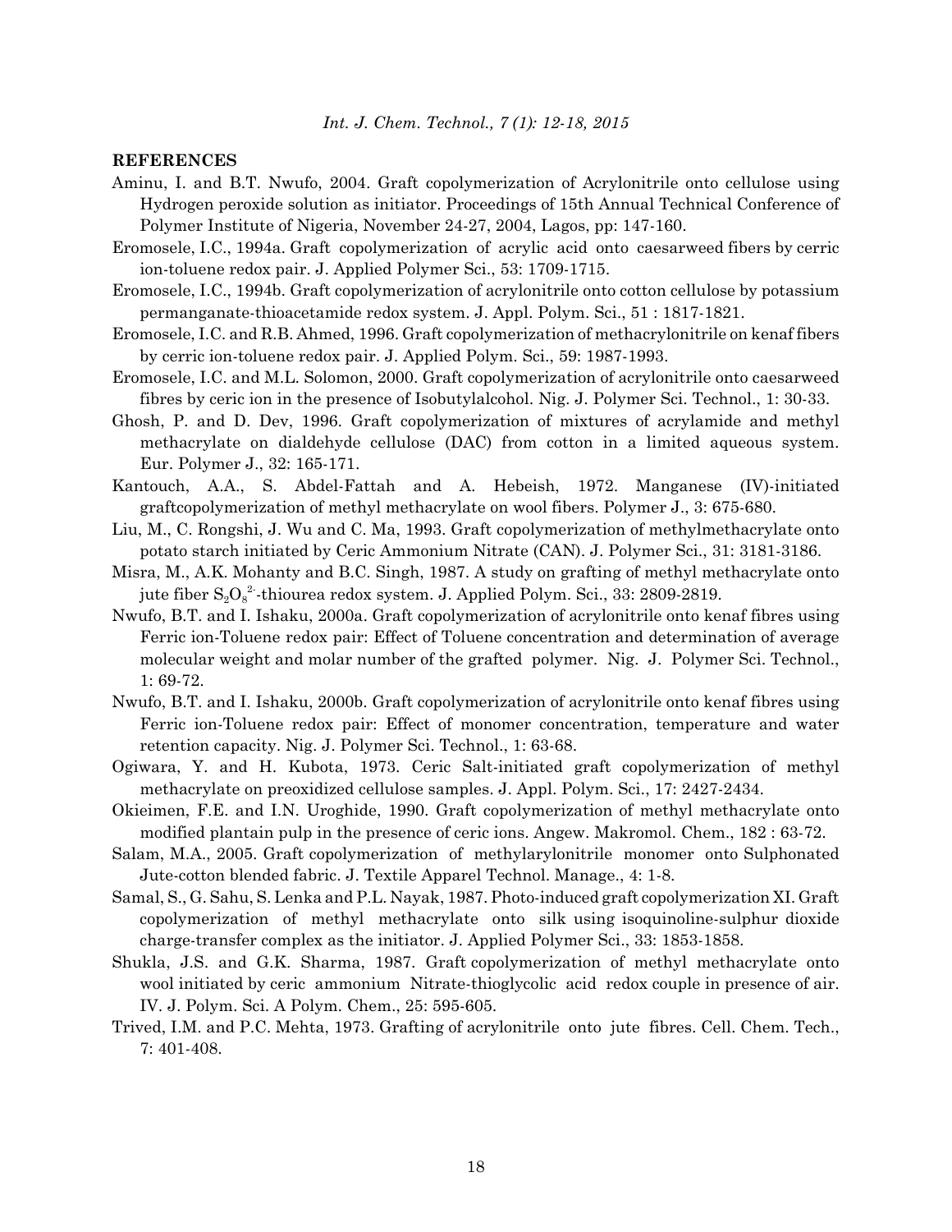## REFERENCES

Aminu, I. and B.T. Nwufo, 2004. Graft copolymerization of Acrylonitrile onto cellulose using Hydrogen peroxide solution as initiator. Proceedings of 15th Annual Technical Conference of Polymer Institute of Nigeria, November 24-27, 2004, Lagos, pp: 147-160.

Eromosele, I.C., 1994a. Graft copolymerization of acrylic acid onto caesarweed fibers by cerric ion-toluene redox pair. J. Applied Polymer Sci., 53: 1709-1715.

Eromosele, I.C., 1994b. Graft copolymerization of acrylonitrile onto cotton cellulose by potassium permanganate-thioacetamide redox system. J. Appl. Polym. Sci., 51 : 1817-1821.

Eromosele, I.C. and R.B. Ahmed, 1996. Graft copolymerization of methacrylonitrile on kenaf fibers by cerric ion-toluene redox pair. J. Applied Polym. Sci., 59: 1987-1993.

Eromosele, I.C. and M.L. Solomon, 2000. Graft copolymerization of acrylonitrile onto caesarweed fibres by ceric ion in the presence of Isobutylalcohol. Nig. J. Polymer Sci. Technol., 1: 30-33.

Ghosh, P. and D. Dev, 1996. Graft copolymerization of mixtures of acrylamide and methyl methacrylate on dialdehyde cellulose (DAC) from cotton in a limited aqueous system. Eur. Polymer J., 32: 165-171.

Kantouch, A.A., S. Abdel-Fattah and A. Hebeish, 1972. Manganese (IV)-initiated graftcopolymerization of methyl methacrylate on wool fibers. Polymer J., 3: 675-680.

Liu, M., C. Rongshi, J. Wu and C. Ma, 1993. Graft copolymerization of methylmethacrylate onto potato starch initiated by Ceric Ammonium Nitrate (CAN). J. Polymer Sci., 31: 3181-3186.

Misra, M., A.K. Mohanty and B.C. Singh, 1987. A study on grafting of methyl methacrylate onto jute fiber $S_2O_8^{2-}$-thiourea redox system. J. Applied Polym. Sci., 33: 2809-2819.

Nwufo, B.T. and I. Ishaku, 2000a. Graft copolymerization of acrylonitrile onto kenaf fibres using Ferric ion-Toluene redox pair: Effect of Toluene concentration and determination of average molecular weight and molar number of the grafted polymer. Nig. J. Polymer Sci. Technol., 1: 69-72.

Nwufo, B.T. and I. Ishaku, 2000b. Graft copolymerization of acrylonitrile onto kenaf fibres using Ferric ion-Toluene redox pair: Effect of monomer concentration, temperature and water retention capacity. Nig. J. Polymer Sci. Technol., 1: 63-68.

Ogiwara, Y. and H. Kubota, 1973. Ceric Salt-initiated graft copolymerization of methyl methacrylate on preoxidized cellulose samples. J. Appl. Polym. Sci., 17: 2427-2434.

Okieimen, F.E. and I.N. Uroghide, 1990. Graft copolymerization of methyl methacrylate onto modified plantain pulp in the presence of ceric ions. Angew. Makromol. Chem., 182 : 63-72.

Salam, M.A., 2005. Graft copolymerization of methylarylonitrile monomer onto Sulphonated Jute-cotton blended fabric. J. Textile Apparel Technol. Manage., 4: 1-8.

Samal, S., G. Sahu, S. Lenka and P.L. Nayak, 1987. Photo-induced graft copolymerization XI. Graft copolymerization of methyl methacrylate onto silk using isoquinoline-sulphur dioxide charge-transfer complex as the initiator. J. Applied Polymer Sci., 33: 1853-1858.

Shukla, J.S. and G.K. Sharma, 1987. Graft copolymerization of methyl methacrylate onto wool initiated by ceric ammonium Nitrate-thioglycolic acid redox couple in presence of air. IV. J. Polym. Sci. A Polym. Chem., 25: 595-605.

Trived, I.M. and P.C. Mehta, 1973. Grafting of acrylonitrile onto jute fibres. Cell. Chem. Tech., 7: 401-408.